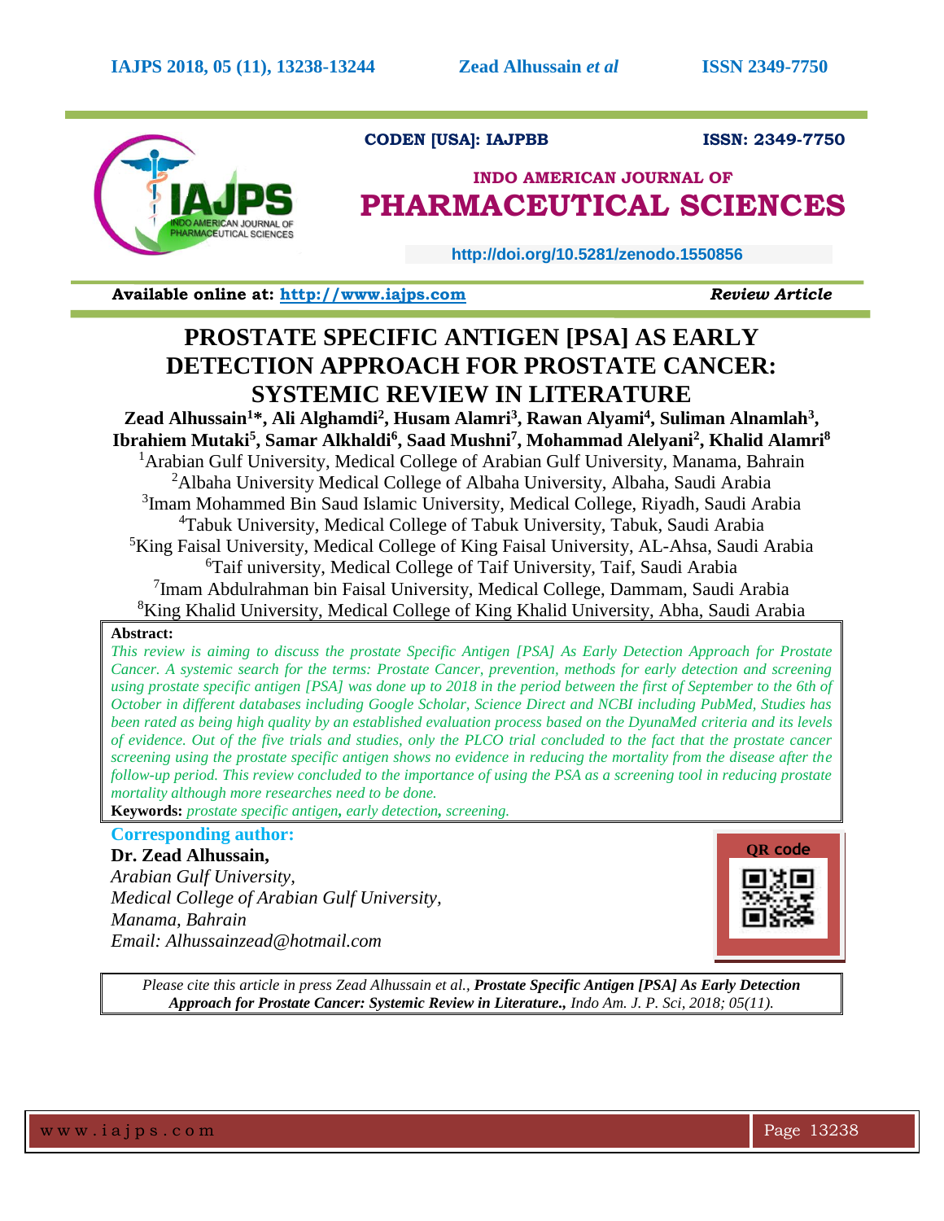CODEN [USA]: IAJPBB ISSN: 2349-7750

INDO AMERICAN JOURNAL OF
PHARMACEUTICAL SCIENCES

http://doi.org/10.5281/zenodo.1550856

**Available online at: http://www.iajps.com** *Review Article*

# PROSTATE SPECIFIC ANTIGEN [PSA] AS EARLY DETECTION APPROACH FOR PROSTATE CANCER: SYSTEMIC REVIEW IN LITERATURE

**Zead Alhussain[1]\*, Ali Alghamdi[2], Husam Alamri[3], Rawan Alyami[4], Suliman Alnamlah[3], Ibrahiem Mutaki[5], Samar Alkhaldi[6], Saad Mushni[7], Mohammad Alelyani[2], Khalid Alamri[8]**

[1]Arabian Gulf University, Medical College of Arabian Gulf University, Manama, Bahrain
[2]Albaha University Medical College of Albaha University, Albaha, Saudi Arabia
[3]Imam Mohammed Bin Saud Islamic University, Medical College, Riyadh, Saudi Arabia
[4]Tabuk University, Medical College of Tabuk University, Tabuk, Saudi Arabia
[5]King Faisal University, Medical College of King Faisal University, AL-Ahsa, Saudi Arabia
[6]Taif university, Medical College of Taif University, Taif, Saudi Arabia
[7]Imam Abdulrahman bin Faisal University, Medical College, Dammam, Saudi Arabia
[8]King Khalid University, Medical College of King Khalid University, Abha, Saudi Arabia

**Abstract:**

*This review is aiming to discuss the prostate Specific Antigen [PSA] As Early Detection Approach for Prostate Cancer. A systemic search for the terms: Prostate Cancer, prevention, methods for early detection and screening using prostate specific antigen [PSA] was done up to 2018 in the period between the first of September to the 6th of October in different databases including Google Scholar, Science Direct and NCBI including PubMed, Studies has been rated as being high quality by an established evaluation process based on the DyunaMed criteria and its levels of evidence. Out of the five trials and studies, only the PLCO trial concluded to the fact that the prostate cancer screening using the prostate specific antigen shows no evidence in reducing the mortality from the disease after the follow-up period. This review concluded to the importance of using the PSA as a screening tool in reducing prostate mortality although more researches need to be done.*

**Keywords:** *prostate specific antigen, early detection, screening.*

**Corresponding author:**

**Dr. Zead Alhussain,**
*Arabian Gulf University,*
*Medical College of Arabian Gulf University,*
*Manama, Bahrain*
*Email: Alhussainzead@hotmail.com*

QR code

*Please cite this article in press Zead Alhussain et al., **Prostate Specific Antigen [PSA] As Early Detection Approach for Prostate Cancer: Systemic Review in Literature.**, Indo Am. J. P. Sci, 2018; 05(11).*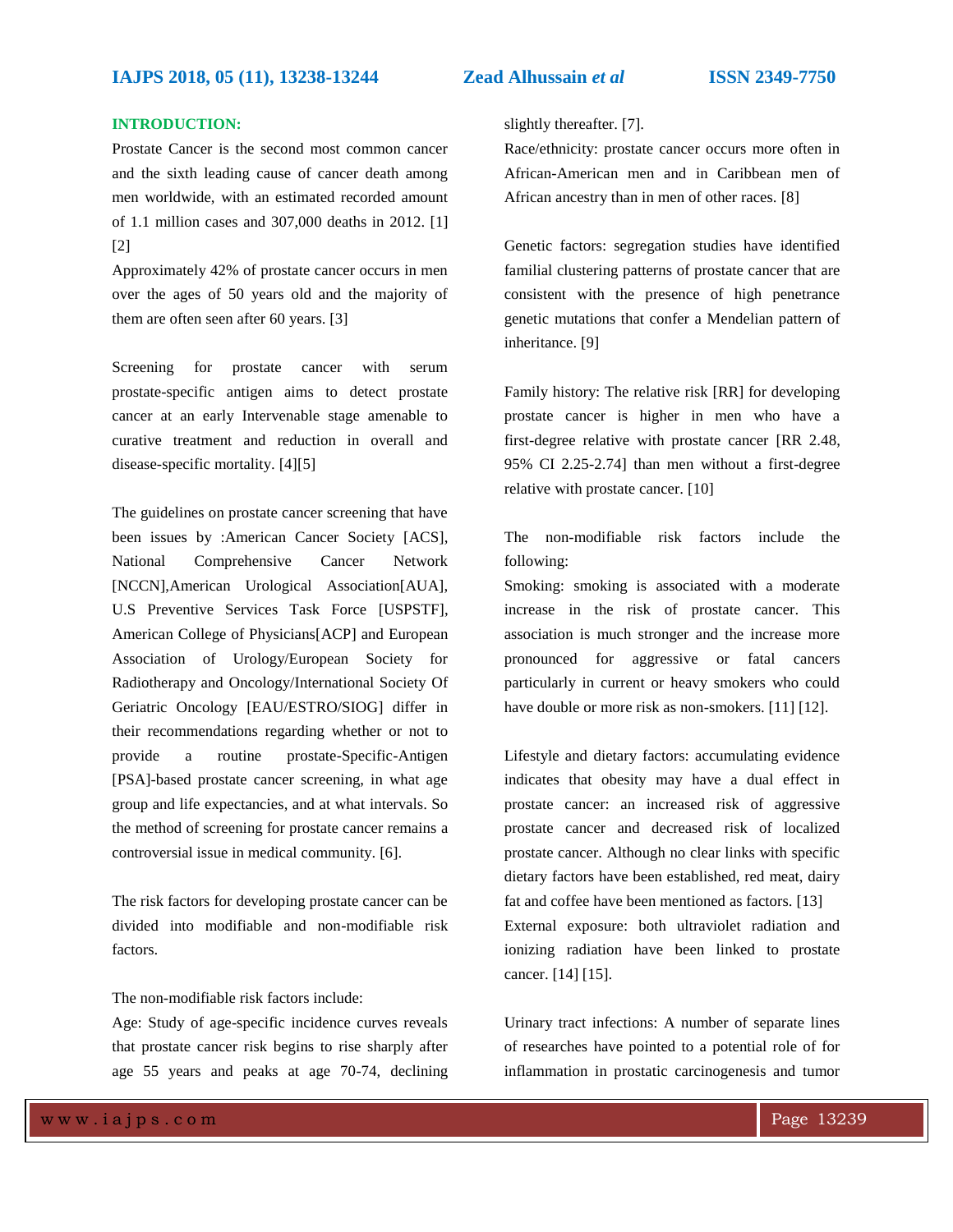## INTRODUCTION:

Prostate Cancer is the second most common cancer and the sixth leading cause of cancer death among men worldwide, with an estimated recorded amount of 1.1 million cases and 307,000 deaths in 2012. [1] [2]

Approximately 42% of prostate cancer occurs in men over the ages of 50 years old and the majority of them are often seen after 60 years. [3]

Screening for prostate cancer with serum prostate-specific antigen aims to detect prostate cancer at an early Intervenable stage amenable to curative treatment and reduction in overall and disease-specific mortality. [4][5]

The guidelines on prostate cancer screening that have been issues by :American Cancer Society [ACS], National Comprehensive Cancer Network [NCCN],American Urological Association[AUA], U.S Preventive Services Task Force [USPSTF], American College of Physicians[ACP] and European Association of Urology/European Society for Radiotherapy and Oncology/International Society Of Geriatric Oncology [EAU/ESTRO/SIOG] differ in their recommendations regarding whether or not to provide a routine prostate-Specific-Antigen [PSA]-based prostate cancer screening, in what age group and life expectancies, and at what intervals. So the method of screening for prostate cancer remains a controversial issue in medical community. [6].

The risk factors for developing prostate cancer can be divided into modifiable and non-modifiable risk factors.

The non-modifiable risk factors include:

Age: Study of age-specific incidence curves reveals that prostate cancer risk begins to rise sharply after age 55 years and peaks at age 70-74, declining slightly thereafter. [7].

Race/ethnicity: prostate cancer occurs more often in African-American men and in Caribbean men of African ancestry than in men of other races. [8]

Genetic factors: segregation studies have identified familial clustering patterns of prostate cancer that are consistent with the presence of high penetrance genetic mutations that confer a Mendelian pattern of inheritance. [9]

Family history: The relative risk [RR] for developing prostate cancer is higher in men who have a first-degree relative with prostate cancer [RR 2.48, 95% CI 2.25-2.74] than men without a first-degree relative with prostate cancer. [10]

The non-modifiable risk factors include the following:

Smoking: smoking is associated with a moderate increase in the risk of prostate cancer. This association is much stronger and the increase more pronounced for aggressive or fatal cancers particularly in current or heavy smokers who could have double or more risk as non-smokers. [11] [12].

Lifestyle and dietary factors: accumulating evidence indicates that obesity may have a dual effect in prostate cancer: an increased risk of aggressive prostate cancer and decreased risk of localized prostate cancer. Although no clear links with specific dietary factors have been established, red meat, dairy fat and coffee have been mentioned as factors. [13]

External exposure: both ultraviolet radiation and ionizing radiation have been linked to prostate cancer. [14] [15].

Urinary tract infections: A number of separate lines of researches have pointed to a potential role of for inflammation in prostatic carcinogenesis and tumor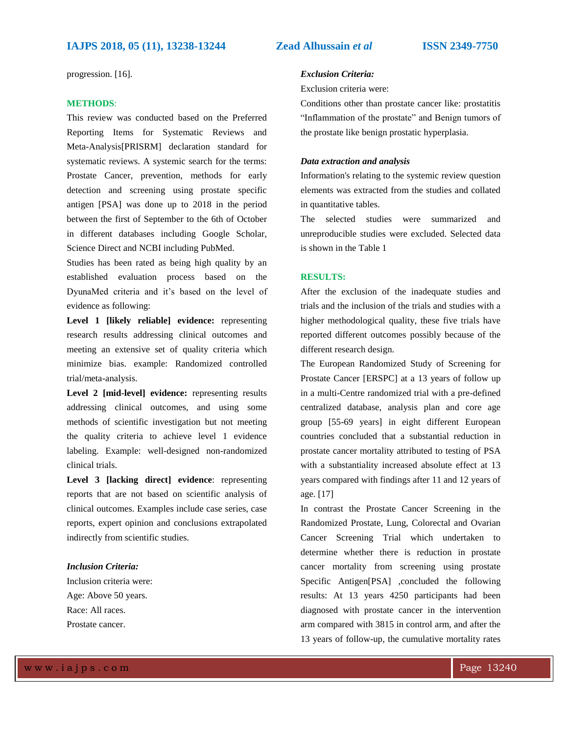progression. [16].

## METHODS:

This review was conducted based on the Preferred Reporting Items for Systematic Reviews and Meta-Analysis[PRISRM] declaration standard for systematic reviews. A systemic search for the terms: Prostate Cancer, prevention, methods for early detection and screening using prostate specific antigen [PSA] was done up to 2018 in the period between the first of September to the 6th of October in different databases including Google Scholar, Science Direct and NCBI including PubMed.

Studies has been rated as being high quality by an established evaluation process based on the DyunaMed criteria and it's based on the level of evidence as following:

**Level 1 [likely reliable] evidence:** representing research results addressing clinical outcomes and meeting an extensive set of quality criteria which minimize bias. example: Randomized controlled trial/meta-analysis.

**Level 2 [mid-level] evidence:** representing results addressing clinical outcomes, and using some methods of scientific investigation but not meeting the quality criteria to achieve level 1 evidence labeling. Example: well-designed non-randomized clinical trials.

**Level 3 [lacking direct] evidence**: representing reports that are not based on scientific analysis of clinical outcomes. Examples include case series, case reports, expert opinion and conclusions extrapolated indirectly from scientific studies.

### *Inclusion Criteria:*

Inclusion criteria were:

Age: Above 50 years.

Race: All races.

Prostate cancer.

### *Exclusion Criteria:*

Exclusion criteria were:

Conditions other than prostate cancer like: prostatitis "Inflammation of the prostate" and Benign tumors of the prostate like benign prostatic hyperplasia.

### *Data extraction and analysis*

Information's relating to the systemic review question elements was extracted from the studies and collated in quantitative tables.

The selected studies were summarized and unreproducible studies were excluded. Selected data is shown in the Table 1

## RESULTS:

After the exclusion of the inadequate studies and trials and the inclusion of the trials and studies with a higher methodological quality, these five trials have reported different outcomes possibly because of the different research design.

The European Randomized Study of Screening for Prostate Cancer [ERSPC] at a 13 years of follow up in a multi-Centre randomized trial with a pre-defined centralized database, analysis plan and core age group [55-69 years] in eight different European countries concluded that a substantial reduction in prostate cancer mortality attributed to testing of PSA with a substantiality increased absolute effect at 13 years compared with findings after 11 and 12 years of age. [17]

In contrast the Prostate Cancer Screening in the Randomized Prostate, Lung, Colorectal and Ovarian Cancer Screening Trial which undertaken to determine whether there is reduction in prostate cancer mortality from screening using prostate Specific Antigen[PSA] ,concluded the following results: At 13 years 4250 participants had been diagnosed with prostate cancer in the intervention arm compared with 3815 in control arm, and after the 13 years of follow-up, the cumulative mortality rates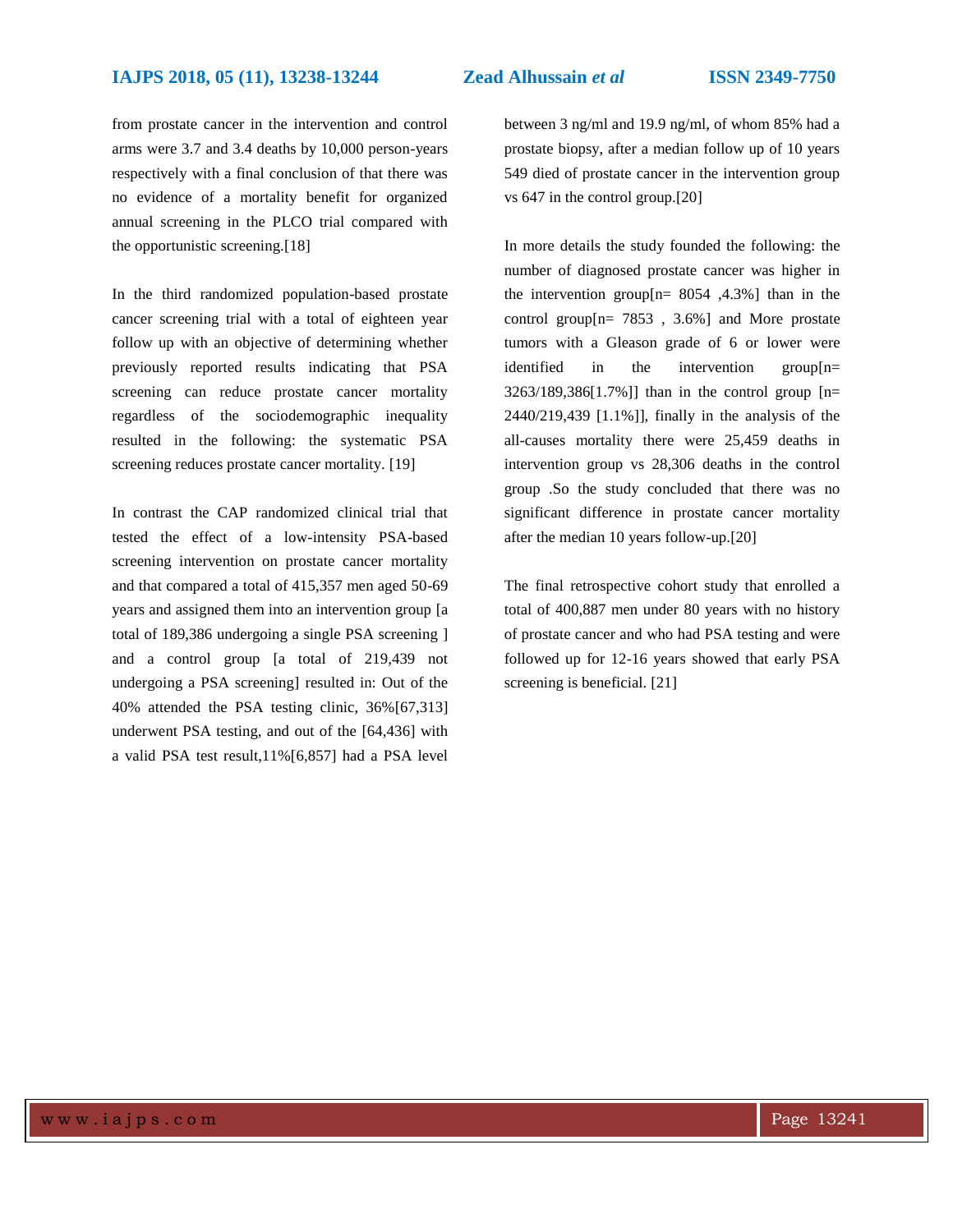from prostate cancer in the intervention and control arms were 3.7 and 3.4 deaths by 10,000 person-years respectively with a final conclusion of that there was no evidence of a mortality benefit for organized annual screening in the PLCO trial compared with the opportunistic screening.[18]

In the third randomized population-based prostate cancer screening trial with a total of eighteen year follow up with an objective of determining whether previously reported results indicating that PSA screening can reduce prostate cancer mortality regardless of the sociodemographic inequality resulted in the following: the systematic PSA screening reduces prostate cancer mortality. [19]

In contrast the CAP randomized clinical trial that tested the effect of a low-intensity PSA-based screening intervention on prostate cancer mortality and that compared a total of 415,357 men aged 50-69 years and assigned them into an intervention group [a total of 189,386 undergoing a single PSA screening ] and a control group [a total of 219,439 not undergoing a PSA screening] resulted in: Out of the 40% attended the PSA testing clinic, 36%[67,313] underwent PSA testing, and out of the [64,436] with a valid PSA test result,11%[6,857] had a PSA level between 3 ng/ml and 19.9 ng/ml, of whom 85% had a prostate biopsy, after a median follow up of 10 years 549 died of prostate cancer in the intervention group vs 647 in the control group.[20]

In more details the study founded the following: the number of diagnosed prostate cancer was higher in the intervention group[n= 8054 ,4.3%] than in the control group[n= 7853 , 3.6%] and More prostate tumors with a Gleason grade of 6 or lower were identified in the intervention group[n= 3263/189,386[1.7%]] than in the control group [n= 2440/219,439 [1.1%]], finally in the analysis of the all-causes mortality there were 25,459 deaths in intervention group vs 28,306 deaths in the control group .So the study concluded that there was no significant difference in prostate cancer mortality after the median 10 years follow-up.[20]

The final retrospective cohort study that enrolled a total of 400,887 men under 80 years with no history of prostate cancer and who had PSA testing and were followed up for 12-16 years showed that early PSA screening is beneficial. [21]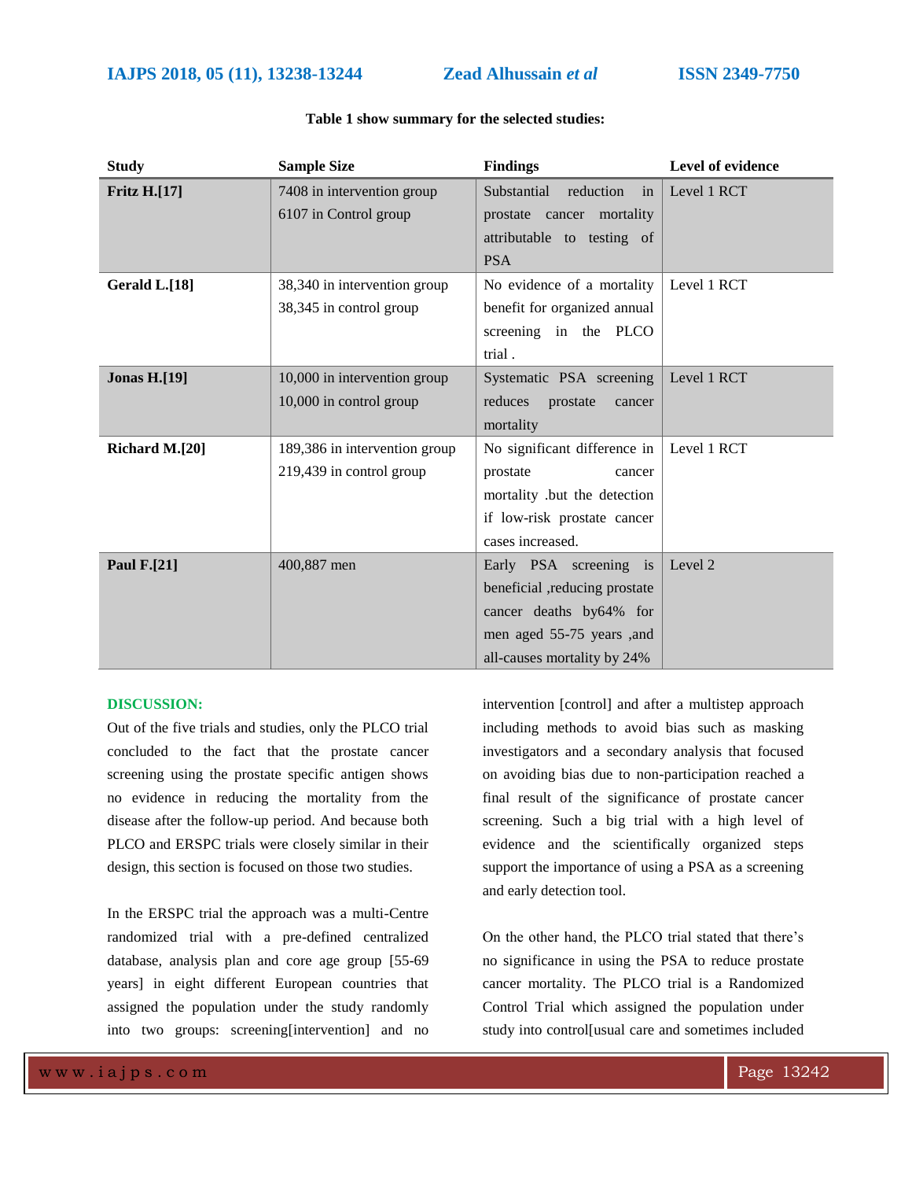**Table 1 show summary for the selected studies:**

| Study | Sample Size | Findings | Level of evidence |
|---|---|---|---|
| **Fritz H.[17]** | 7408 in intervention group 6107 in Control group | Substantial reduction in prostate cancer mortality attributable to testing of PSA | Level 1 RCT |
| **Gerald L.[18]** | 38,340 in intervention group 38,345 in control group | No evidence of a mortality benefit for organized annual screening in the PLCO trial . | Level 1 RCT |
| **Jonas H.[19]** | 10,000 in intervention group 10,000 in control group | Systematic PSA screening reduces prostate cancer mortality | Level 1 RCT |
| **Richard M.[20]** | 189,386 in intervention group 219,439 in control group | No significant difference in prostate cancer mortality .but the detection if low-risk prostate cancer cases increased. | Level 1 RCT |
| **Paul F.[21]** | 400,887 men | Early PSA screening is beneficial ,reducing prostate cancer deaths by64% for men aged 55-75 years ,and all-causes mortality by 24% | Level 2 |

## DISCUSSION:

Out of the five trials and studies, only the PLCO trial concluded to the fact that the prostate cancer screening using the prostate specific antigen shows no evidence in reducing the mortality from the disease after the follow-up period. And because both PLCO and ERSPC trials were closely similar in their design, this section is focused on those two studies.

In the ERSPC trial the approach was a multi-Centre randomized trial with a pre-defined centralized database, analysis plan and core age group [55-69 years] in eight different European countries that assigned the population under the study randomly into two groups: screening[intervention] and no intervention [control] and after a multistep approach including methods to avoid bias such as masking investigators and a secondary analysis that focused on avoiding bias due to non-participation reached a final result of the significance of prostate cancer screening. Such a big trial with a high level of evidence and the scientifically organized steps support the importance of using a PSA as a screening and early detection tool.

On the other hand, the PLCO trial stated that there's no significance in using the PSA to reduce prostate cancer mortality. The PLCO trial is a Randomized Control Trial which assigned the population under study into control[usual care and sometimes included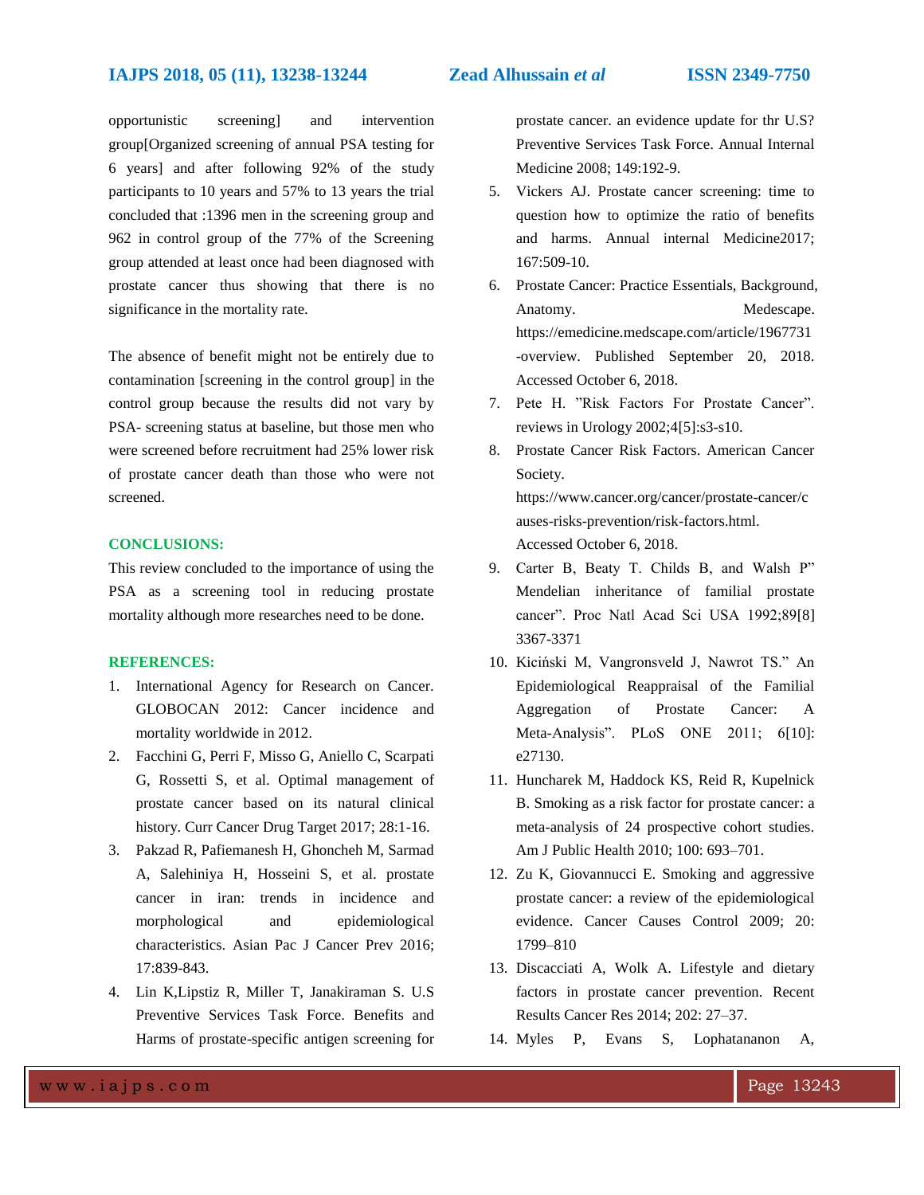opportunistic screening] and intervention group[Organized screening of annual PSA testing for 6 years] and after following 92% of the study participants to 10 years and 57% to 13 years the trial concluded that :1396 men in the screening group and 962 in control group of the 77% of the Screening group attended at least once had been diagnosed with prostate cancer thus showing that there is no significance in the mortality rate.

The absence of benefit might not be entirely due to contamination [screening in the control group] in the control group because the results did not vary by PSA- screening status at baseline, but those men who were screened before recruitment had 25% lower risk of prostate cancer death than those who were not screened.

## CONCLUSIONS:

This review concluded to the importance of using the PSA as a screening tool in reducing prostate mortality although more researches need to be done.

## REFERENCES:

1. International Agency for Research on Cancer. GLOBOCAN 2012: Cancer incidence and mortality worldwide in 2012.
2. Facchini G, Perri F, Misso G, Aniello C, Scarpati G, Rossetti S, et al. Optimal management of prostate cancer based on its natural clinical history. Curr Cancer Drug Target 2017; 28:1-16.
3. Pakzad R, Pafiemanesh H, Ghoncheh M, Sarmad A, Salehiniya H, Hosseini S, et al. prostate cancer in iran: trends in incidence and morphological and epidemiological characteristics. Asian Pac J Cancer Prev 2016; 17:839-843.
4. Lin K,Lipstiz R, Miller T, Janakiraman S. U.S Preventive Services Task Force. Benefits and Harms of prostate-specific antigen screening for prostate cancer. an evidence update for thr U.S? Preventive Services Task Force. Annual Internal Medicine 2008; 149:192-9.
5. Vickers AJ. Prostate cancer screening: time to question how to optimize the ratio of benefits and harms. Annual internal Medicine2017; 167:509-10.
6. Prostate Cancer: Practice Essentials, Background, Anatomy. Medescape. https://emedicine.medscape.com/article/1967731-overview. Published September 20, 2018. Accessed October 6, 2018.
7. Pete H. "Risk Factors For Prostate Cancer". reviews in Urology 2002;4[5]:s3-s10.
8. Prostate Cancer Risk Factors. American Cancer Society. https://www.cancer.org/cancer/prostate-cancer/causes-risks-prevention/risk-factors.html. Accessed October 6, 2018.
9. Carter B, Beaty T. Childs B, and Walsh P" Mendelian inheritance of familial prostate cancer". Proc Natl Acad Sci USA 1992;89[8] 3367-3371
10. Kiciński M, Vangronsveld J, Nawrot TS." An Epidemiological Reappraisal of the Familial Aggregation of Prostate Cancer: A Meta-Analysis". PLoS ONE 2011; 6[10]: e27130.
11. Huncharek M, Haddock KS, Reid R, Kupelnick B. Smoking as a risk factor for prostate cancer: a meta-analysis of 24 prospective cohort studies. Am J Public Health 2010; 100: 693–701.
12. Zu K, Giovannucci E. Smoking and aggressive prostate cancer: a review of the epidemiological evidence. Cancer Causes Control 2009; 20: 1799–810
13. Discacciati A, Wolk A. Lifestyle and dietary factors in prostate cancer prevention. Recent Results Cancer Res 2014; 202: 27–37.
14. Myles P, Evans S, Lophatananon A,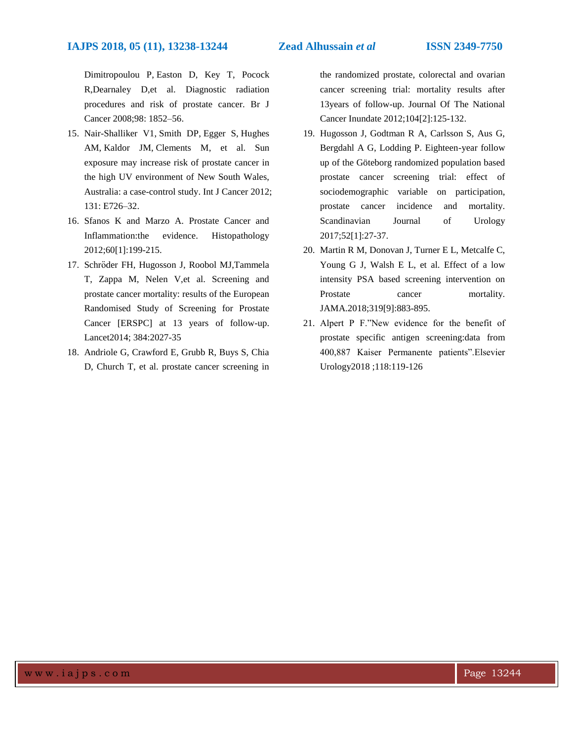Dimitropoulou P, Easton D, Key T, Pocock R,Dearnaley D,et al. Diagnostic radiation procedures and risk of prostate cancer. Br J Cancer 2008;98: 1852–56.

15. Nair-Shalliker V1, Smith DP, Egger S, Hughes AM, Kaldor JM, Clements M, et al. Sun exposure may increase risk of prostate cancer in the high UV environment of New South Wales, Australia: a case-control study. Int J Cancer 2012; 131: E726–32.
16. Sfanos K and Marzo A. Prostate Cancer and Inflammation:the evidence. Histopathology 2012;60[1]:199-215.
17. Schröder FH, Hugosson J, Roobol MJ,Tammela T, Zappa M, Nelen V,et al. Screening and prostate cancer mortality: results of the European Randomised Study of Screening for Prostate Cancer [ERSPC] at 13 years of follow-up. Lancet2014; 384:2027-35
18. Andriole G, Crawford E, Grubb R, Buys S, Chia D, Church T, et al. prostate cancer screening in the randomized prostate, colorectal and ovarian cancer screening trial: mortality results after 13years of follow-up. Journal Of The National Cancer Inundate 2012;104[2]:125-132.
19. Hugosson J, Godtman R A, Carlsson S, Aus G, Bergdahl A G, Lodding P. Eighteen-year follow up of the Göteborg randomized population based prostate cancer screening trial: effect of sociodemographic variable on participation, prostate cancer incidence and mortality. Scandinavian Journal of Urology 2017;52[1]:27-37.
20. Martin R M, Donovan J, Turner E L, Metcalfe C, Young G J, Walsh E L, et al. Effect of a low intensity PSA based screening intervention on Prostate cancer mortality. JAMA.2018;319[9]:883-895.
21. Alpert P F."New evidence for the benefit of prostate specific antigen screening:data from 400,887 Kaiser Permanente patients".Elsevier Urology2018 ;118:119-126